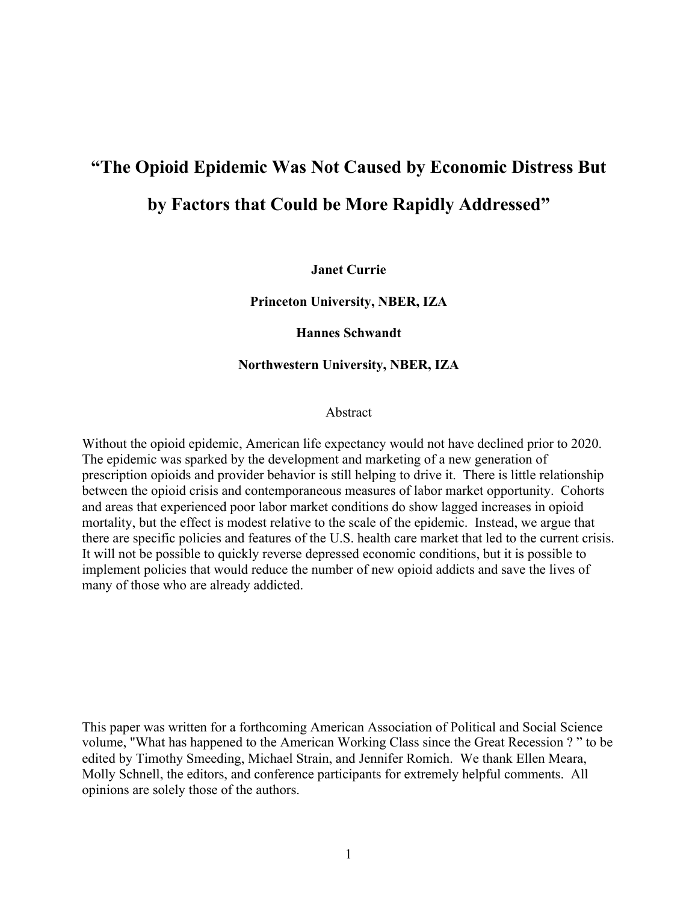# "The Opioid Epidemic Was Not Caused by Economic Distress But by Factors that Could be More Rapidly Addressed"

**Janet Currie**

**Princeton University, NBER, IZA**

**Hannes Schwandt**

**Northwestern University, NBER, IZA**

Abstract

Without the opioid epidemic, American life expectancy would not have declined prior to 2020. The epidemic was sparked by the development and marketing of a new generation of prescription opioids and provider behavior is still helping to drive it. There is little relationship between the opioid crisis and contemporaneous measures of labor market opportunity. Cohorts and areas that experienced poor labor market conditions do show lagged increases in opioid mortality, but the effect is modest relative to the scale of the epidemic. Instead, we argue that there are specific policies and features of the U.S. health care market that led to the current crisis. It will not be possible to quickly reverse depressed economic conditions, but it is possible to implement policies that would reduce the number of new opioid addicts and save the lives of many of those who are already addicted.

This paper was written for a forthcoming American Association of Political and Social Science volume, "What has happened to the American Working Class since the Great Recession ? " to be edited by Timothy Smeeding, Michael Strain, and Jennifer Romich. We thank Ellen Meara, Molly Schnell, the editors, and conference participants for extremely helpful comments. All opinions are solely those of the authors.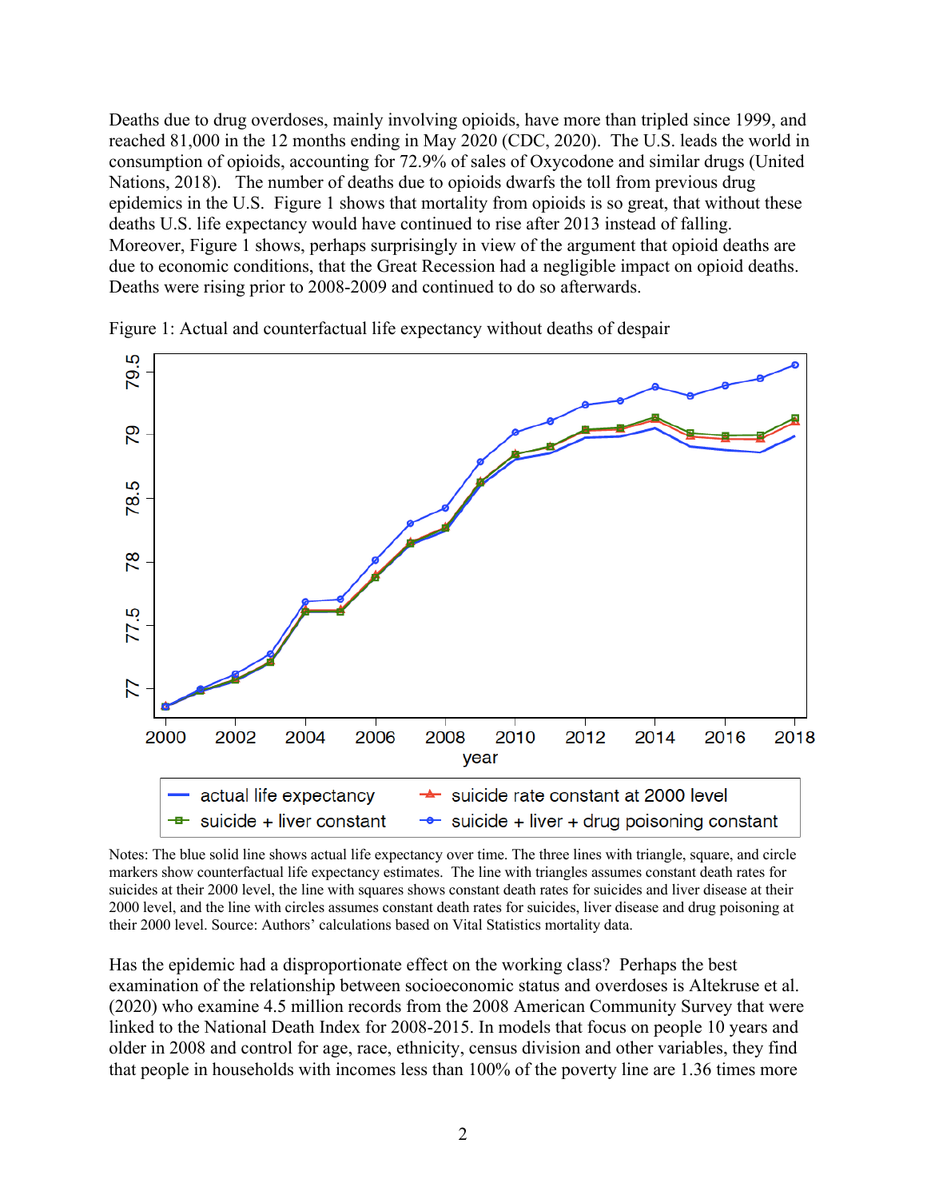Deaths due to drug overdoses, mainly involving opioids, have more than tripled since 1999, and reached 81,000 in the 12 months ending in May 2020 (CDC, 2020). The U.S. leads the world in consumption of opioids, accounting for 72.9% of sales of Oxycodone and similar drugs (United Nations, 2018). The number of deaths due to opioids dwarfs the toll from previous drug epidemics in the U.S. Figure 1 shows that mortality from opioids is so great, that without these deaths U.S. life expectancy would have continued to rise after 2013 instead of falling. Moreover, Figure 1 shows, perhaps surprisingly in view of the argument that opioid deaths are due to economic conditions, that the Great Recession had a negligible impact on opioid deaths. Deaths were rising prior to 2008-2009 and continued to do so afterwards.

Figure 1: Actual and counterfactual life expectancy without deaths of despair

Notes: The blue solid line shows actual life expectancy over time. The three lines with triangle, square, and circle markers show counterfactual life expectancy estimates. The line with triangles assumes constant death rates for suicides at their 2000 level, the line with squares shows constant death rates for suicides and liver disease at their 2000 level, and the line with circles assumes constant death rates for suicides, liver disease and drug poisoning at their 2000 level. Source: Authors' calculations based on Vital Statistics mortality data.

Has the epidemic had a disproportionate effect on the working class? Perhaps the best examination of the relationship between socioeconomic status and overdoses is Altekruse et al. (2020) who examine 4.5 million records from the 2008 American Community Survey that were linked to the National Death Index for 2008-2015. In models that focus on people 10 years and older in 2008 and control for age, race, ethnicity, census division and other variables, they find that people in households with incomes less than 100% of the poverty line are 1.36 times more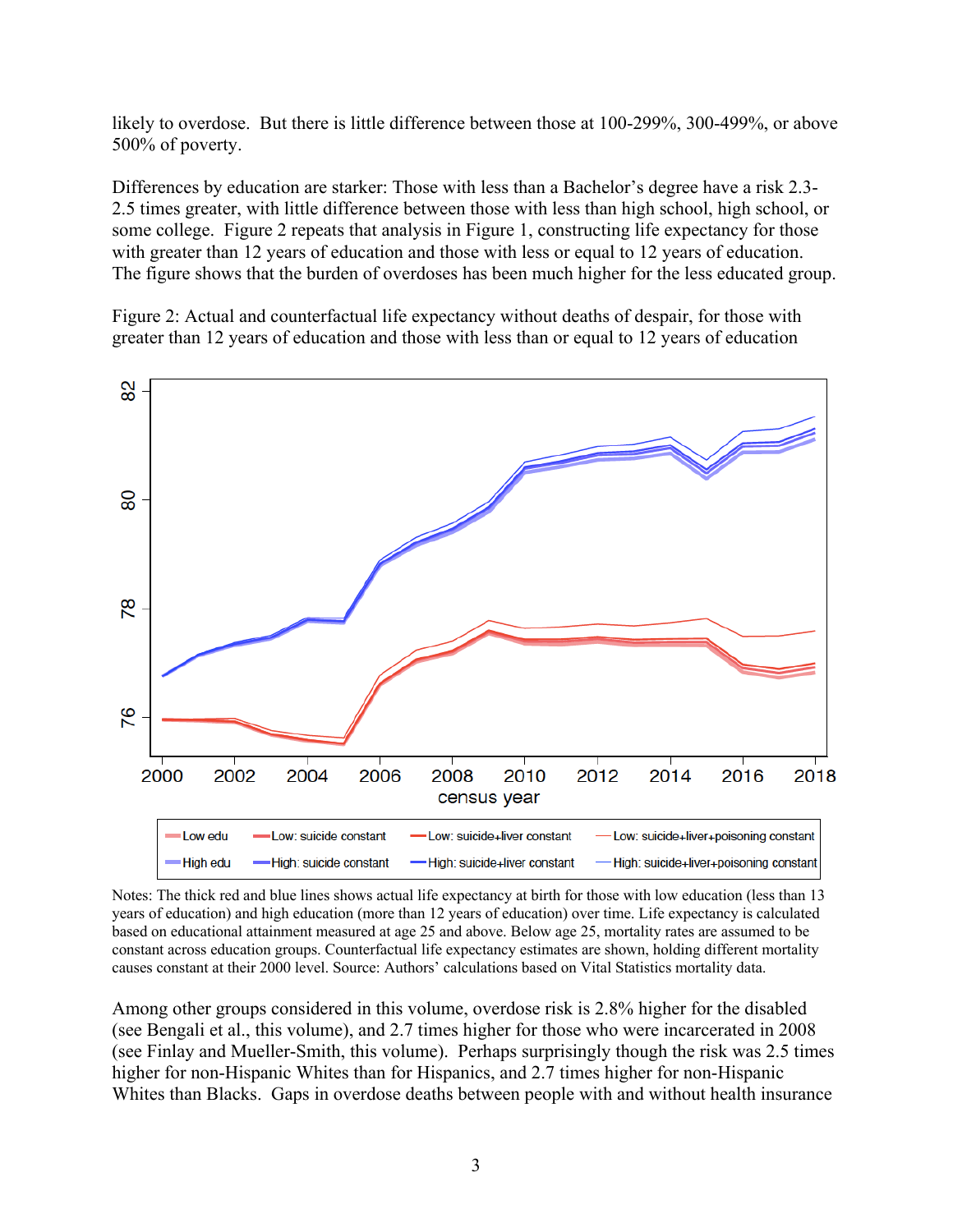likely to overdose. But there is little difference between those at 100-299%, 300-499%, or above 500% of poverty.

Differences by education are starker: Those with less than a Bachelor's degree have a risk 2.3-2.5 times greater, with little difference between those with less than high school, high school, or some college. Figure 2 repeats that analysis in Figure 1, constructing life expectancy for those with greater than 12 years of education and those with less or equal to 12 years of education. The figure shows that the burden of overdoses has been much higher for the less educated group.

Figure 2: Actual and counterfactual life expectancy without deaths of despair, for those with greater than 12 years of education and those with less than or equal to 12 years of education

Notes: The thick red and blue lines shows actual life expectancy at birth for those with low education (less than 13 years of education) and high education (more than 12 years of education) over time. Life expectancy is calculated based on educational attainment measured at age 25 and above. Below age 25, mortality rates are assumed to be constant across education groups. Counterfactual life expectancy estimates are shown, holding different mortality causes constant at their 2000 level. Source: Authors' calculations based on Vital Statistics mortality data.

Among other groups considered in this volume, overdose risk is 2.8% higher for the disabled (see Bengali et al., this volume), and 2.7 times higher for those who were incarcerated in 2008 (see Finlay and Mueller-Smith, this volume). Perhaps surprisingly though the risk was 2.5 times higher for non-Hispanic Whites than for Hispanics, and 2.7 times higher for non-Hispanic Whites than Blacks. Gaps in overdose deaths between people with and without health insurance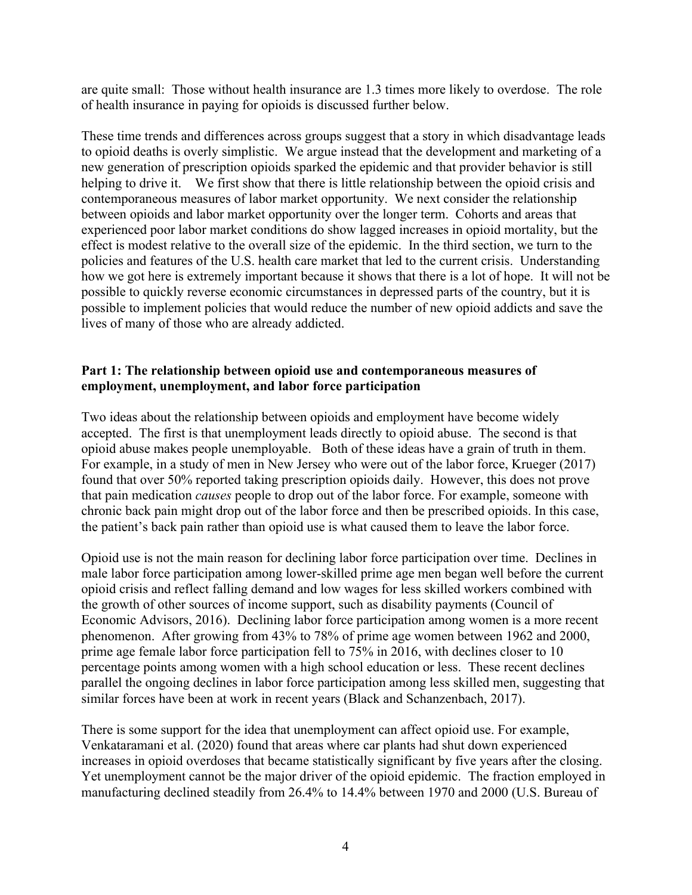are quite small: Those without health insurance are 1.3 times more likely to overdose. The role of health insurance in paying for opioids is discussed further below.

These time trends and differences across groups suggest that a story in which disadvantage leads to opioid deaths is overly simplistic. We argue instead that the development and marketing of a new generation of prescription opioids sparked the epidemic and that provider behavior is still helping to drive it. We first show that there is little relationship between the opioid crisis and contemporaneous measures of labor market opportunity. We next consider the relationship between opioids and labor market opportunity over the longer term. Cohorts and areas that experienced poor labor market conditions do show lagged increases in opioid mortality, but the effect is modest relative to the overall size of the epidemic. In the third section, we turn to the policies and features of the U.S. health care market that led to the current crisis. Understanding how we got here is extremely important because it shows that there is a lot of hope. It will not be possible to quickly reverse economic circumstances in depressed parts of the country, but it is possible to implement policies that would reduce the number of new opioid addicts and save the lives of many of those who are already addicted.

## Part 1: The relationship between opioid use and contemporaneous measures of employment, unemployment, and labor force participation

Two ideas about the relationship between opioids and employment have become widely accepted. The first is that unemployment leads directly to opioid abuse. The second is that opioid abuse makes people unemployable. Both of these ideas have a grain of truth in them. For example, in a study of men in New Jersey who were out of the labor force, Krueger (2017) found that over 50% reported taking prescription opioids daily. However, this does not prove that pain medication *causes* people to drop out of the labor force. For example, someone with chronic back pain might drop out of the labor force and then be prescribed opioids. In this case, the patient's back pain rather than opioid use is what caused them to leave the labor force.

Opioid use is not the main reason for declining labor force participation over time. Declines in male labor force participation among lower-skilled prime age men began well before the current opioid crisis and reflect falling demand and low wages for less skilled workers combined with the growth of other sources of income support, such as disability payments (Council of Economic Advisors, 2016). Declining labor force participation among women is a more recent phenomenon. After growing from 43% to 78% of prime age women between 1962 and 2000, prime age female labor force participation fell to 75% in 2016, with declines closer to 10 percentage points among women with a high school education or less. These recent declines parallel the ongoing declines in labor force participation among less skilled men, suggesting that similar forces have been at work in recent years (Black and Schanzenbach, 2017).

There is some support for the idea that unemployment can affect opioid use. For example, Venkataramani et al. (2020) found that areas where car plants had shut down experienced increases in opioid overdoses that became statistically significant by five years after the closing. Yet unemployment cannot be the major driver of the opioid epidemic. The fraction employed in manufacturing declined steadily from 26.4% to 14.4% between 1970 and 2000 (U.S. Bureau of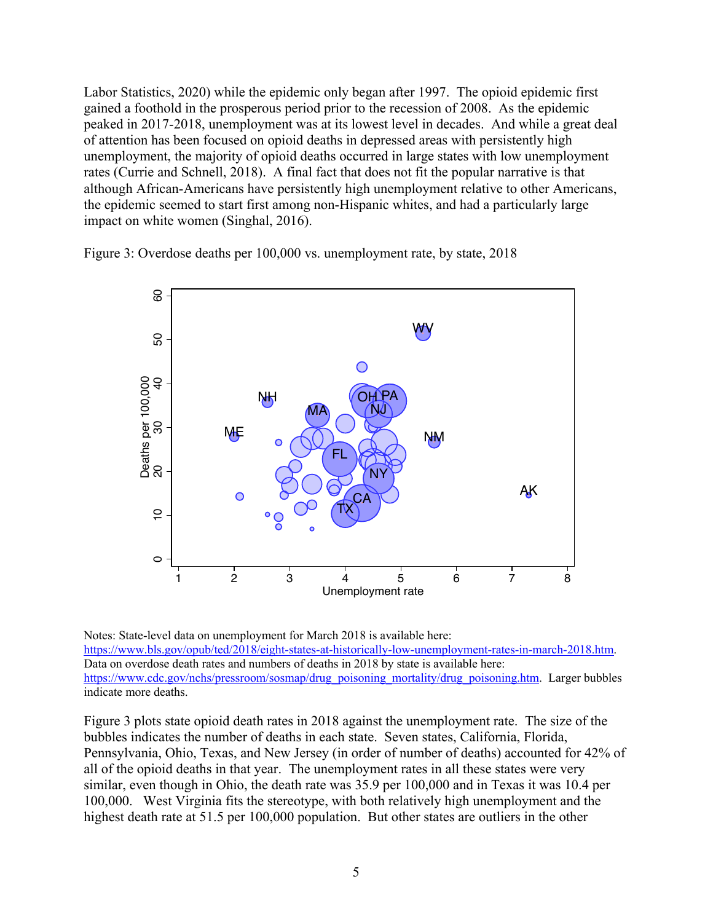Labor Statistics, 2020) while the epidemic only began after 1997. The opioid epidemic first gained a foothold in the prosperous period prior to the recession of 2008. As the epidemic peaked in 2017-2018, unemployment was at its lowest level in decades. And while a great deal of attention has been focused on opioid deaths in depressed areas with persistently high unemployment, the majority of opioid deaths occurred in large states with low unemployment rates (Currie and Schnell, 2018). A final fact that does not fit the popular narrative is that although African-Americans have persistently high unemployment relative to other Americans, the epidemic seemed to start first among non-Hispanic whites, and had a particularly large impact on white women (Singhal, 2016).

Figure 3: Overdose deaths per 100,000 vs. unemployment rate, by state, 2018

Notes: State-level data on unemployment for March 2018 is available here: https://www.bls.gov/opub/ted/2018/eight-states-at-historically-low-unemployment-rates-in-march-2018.htm. Data on overdose death rates and numbers of deaths in 2018 by state is available here: https://www.cdc.gov/nchs/pressroom/sosmap/drug_poisoning_mortality/drug_poisoning.htm. Larger bubbles indicate more deaths.

Figure 3 plots state opioid death rates in 2018 against the unemployment rate. The size of the bubbles indicates the number of deaths in each state. Seven states, California, Florida, Pennsylvania, Ohio, Texas, and New Jersey (in order of number of deaths) accounted for 42% of all of the opioid deaths in that year. The unemployment rates in all these states were very similar, even though in Ohio, the death rate was 35.9 per 100,000 and in Texas it was 10.4 per 100,000. West Virginia fits the stereotype, with both relatively high unemployment and the highest death rate at 51.5 per 100,000 population. But other states are outliers in the other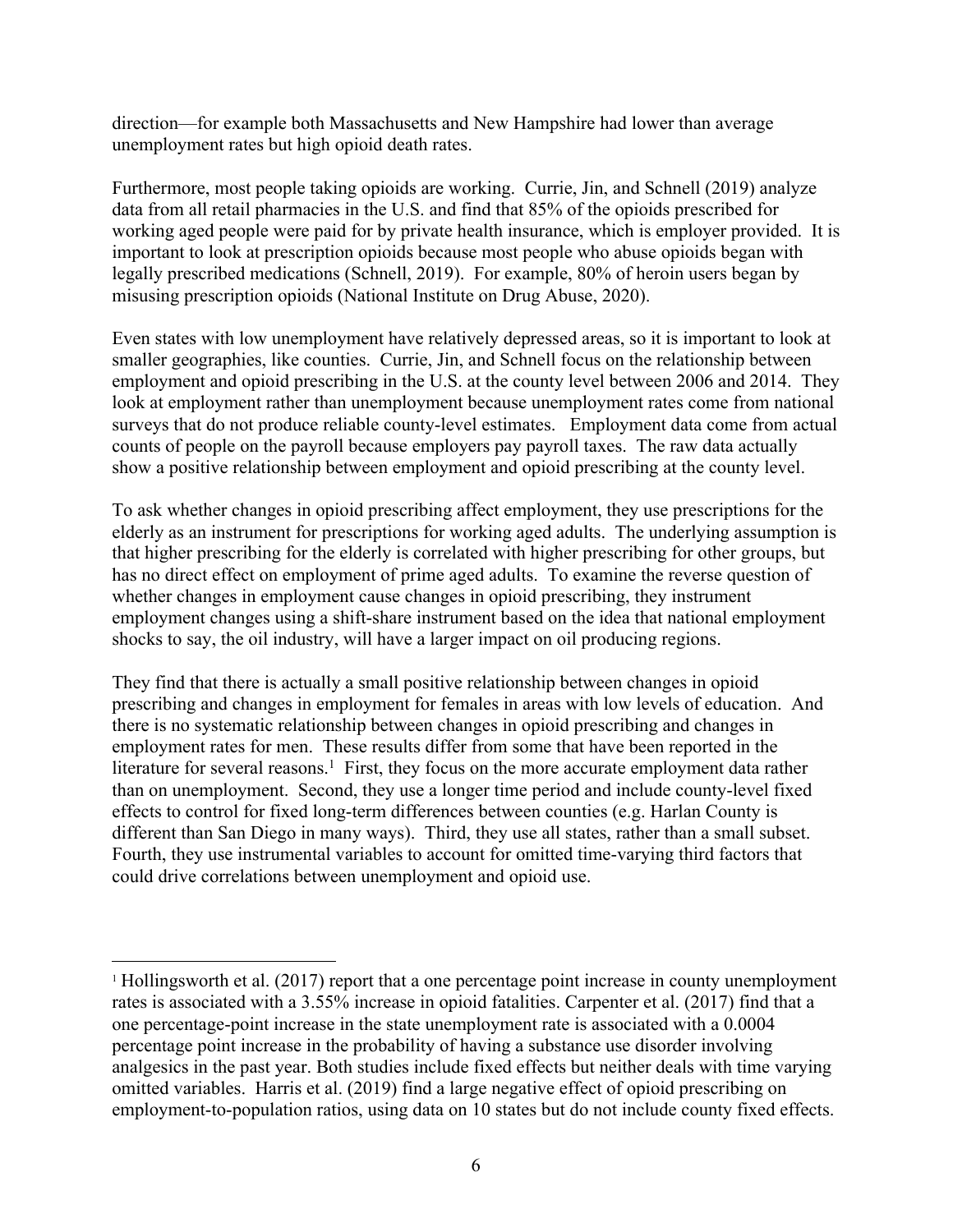direction—for example both Massachusetts and New Hampshire had lower than average unemployment rates but high opioid death rates.

Furthermore, most people taking opioids are working. Currie, Jin, and Schnell (2019) analyze data from all retail pharmacies in the U.S. and find that 85% of the opioids prescribed for working aged people were paid for by private health insurance, which is employer provided. It is important to look at prescription opioids because most people who abuse opioids began with legally prescribed medications (Schnell, 2019). For example, 80% of heroin users began by misusing prescription opioids (National Institute on Drug Abuse, 2020).

Even states with low unemployment have relatively depressed areas, so it is important to look at smaller geographies, like counties. Currie, Jin, and Schnell focus on the relationship between employment and opioid prescribing in the U.S. at the county level between 2006 and 2014. They look at employment rather than unemployment because unemployment rates come from national surveys that do not produce reliable county-level estimates. Employment data come from actual counts of people on the payroll because employers pay payroll taxes. The raw data actually show a positive relationship between employment and opioid prescribing at the county level.

To ask whether changes in opioid prescribing affect employment, they use prescriptions for the elderly as an instrument for prescriptions for working aged adults. The underlying assumption is that higher prescribing for the elderly is correlated with higher prescribing for other groups, but has no direct effect on employment of prime aged adults. To examine the reverse question of whether changes in employment cause changes in opioid prescribing, they instrument employment changes using a shift-share instrument based on the idea that national employment shocks to say, the oil industry, will have a larger impact on oil producing regions.

They find that there is actually a small positive relationship between changes in opioid prescribing and changes in employment for females in areas with low levels of education. And there is no systematic relationship between changes in opioid prescribing and changes in employment rates for men. These results differ from some that have been reported in the literature for several reasons.[1] First, they focus on the more accurate employment data rather than on unemployment. Second, they use a longer time period and include county-level fixed effects to control for fixed long-term differences between counties (e.g. Harlan County is different than San Diego in many ways). Third, they use all states, rather than a small subset. Fourth, they use instrumental variables to account for omitted time-varying third factors that could drive correlations between unemployment and opioid use.

[1] Hollingsworth et al. (2017) report that a one percentage point increase in county unemployment rates is associated with a 3.55% increase in opioid fatalities. Carpenter et al. (2017) find that a one percentage-point increase in the state unemployment rate is associated with a 0.0004 percentage point increase in the probability of having a substance use disorder involving analgesics in the past year. Both studies include fixed effects but neither deals with time varying omitted variables. Harris et al. (2019) find a large negative effect of opioid prescribing on employment-to-population ratios, using data on 10 states but do not include county fixed effects.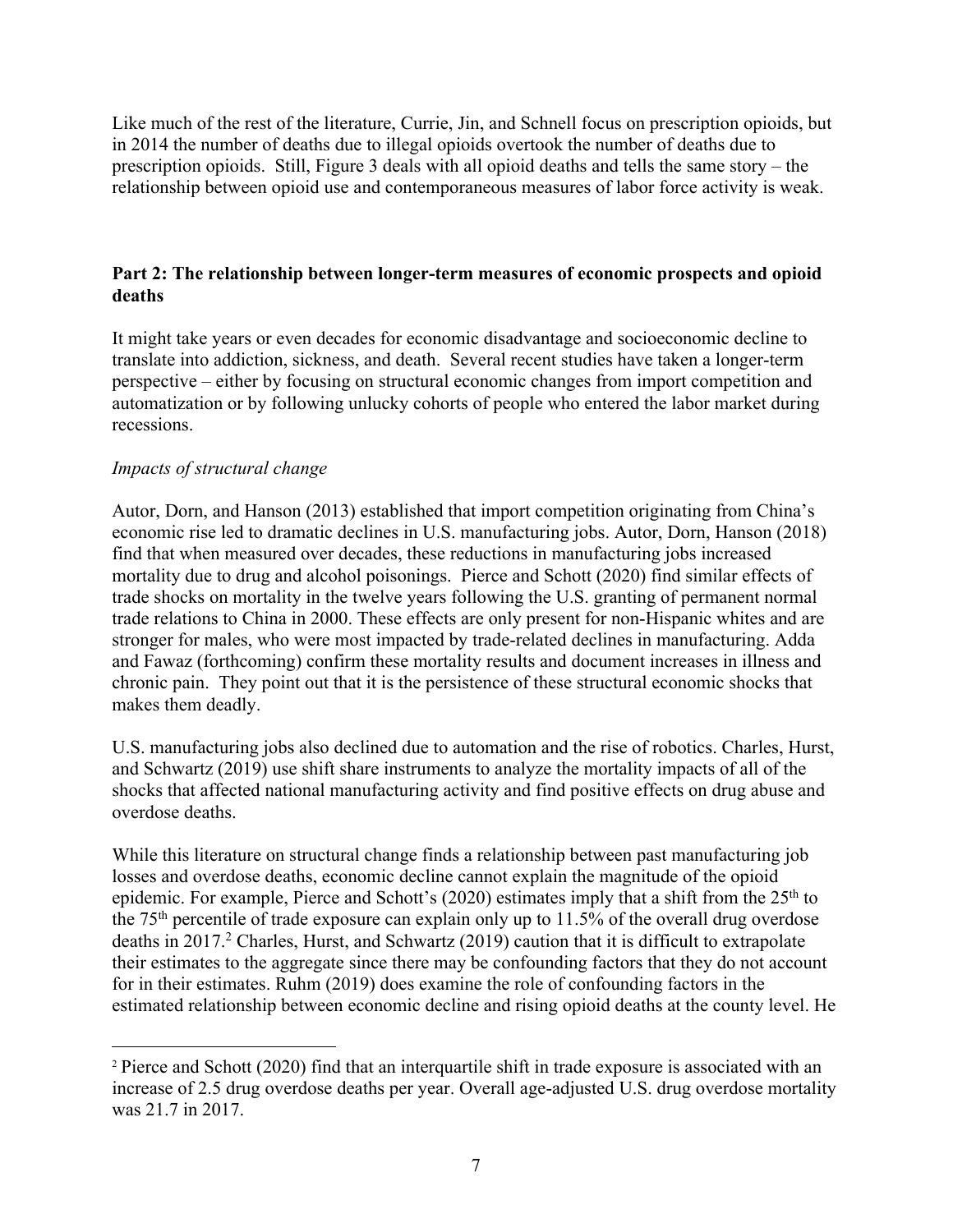Like much of the rest of the literature, Currie, Jin, and Schnell focus on prescription opioids, but in 2014 the number of deaths due to illegal opioids overtook the number of deaths due to prescription opioids. Still, Figure 3 deals with all opioid deaths and tells the same story – the relationship between opioid use and contemporaneous measures of labor force activity is weak.

## Part 2: The relationship between longer-term measures of economic prospects and opioid deaths

It might take years or even decades for economic disadvantage and socioeconomic decline to translate into addiction, sickness, and death. Several recent studies have taken a longer-term perspective – either by focusing on structural economic changes from import competition and automatization or by following unlucky cohorts of people who entered the labor market during recessions.

### *Impacts of structural change*

Autor, Dorn, and Hanson (2013) established that import competition originating from China's economic rise led to dramatic declines in U.S. manufacturing jobs. Autor, Dorn, Hanson (2018) find that when measured over decades, these reductions in manufacturing jobs increased mortality due to drug and alcohol poisonings. Pierce and Schott (2020) find similar effects of trade shocks on mortality in the twelve years following the U.S. granting of permanent normal trade relations to China in 2000. These effects are only present for non-Hispanic whites and are stronger for males, who were most impacted by trade-related declines in manufacturing. Adda and Fawaz (forthcoming) confirm these mortality results and document increases in illness and chronic pain. They point out that it is the persistence of these structural economic shocks that makes them deadly.

U.S. manufacturing jobs also declined due to automation and the rise of robotics. Charles, Hurst, and Schwartz (2019) use shift share instruments to analyze the mortality impacts of all of the shocks that affected national manufacturing activity and find positive effects on drug abuse and overdose deaths.

While this literature on structural change finds a relationship between past manufacturing job losses and overdose deaths, economic decline cannot explain the magnitude of the opioid epidemic. For example, Pierce and Schott's (2020) estimates imply that a shift from the 25th to the 75th percentile of trade exposure can explain only up to 11.5% of the overall drug overdose deaths in 2017.[2] Charles, Hurst, and Schwartz (2019) caution that it is difficult to extrapolate their estimates to the aggregate since there may be confounding factors that they do not account for in their estimates. Ruhm (2019) does examine the role of confounding factors in the estimated relationship between economic decline and rising opioid deaths at the county level. He

[2] Pierce and Schott (2020) find that an interquartile shift in trade exposure is associated with an increase of 2.5 drug overdose deaths per year. Overall age-adjusted U.S. drug overdose mortality was 21.7 in 2017.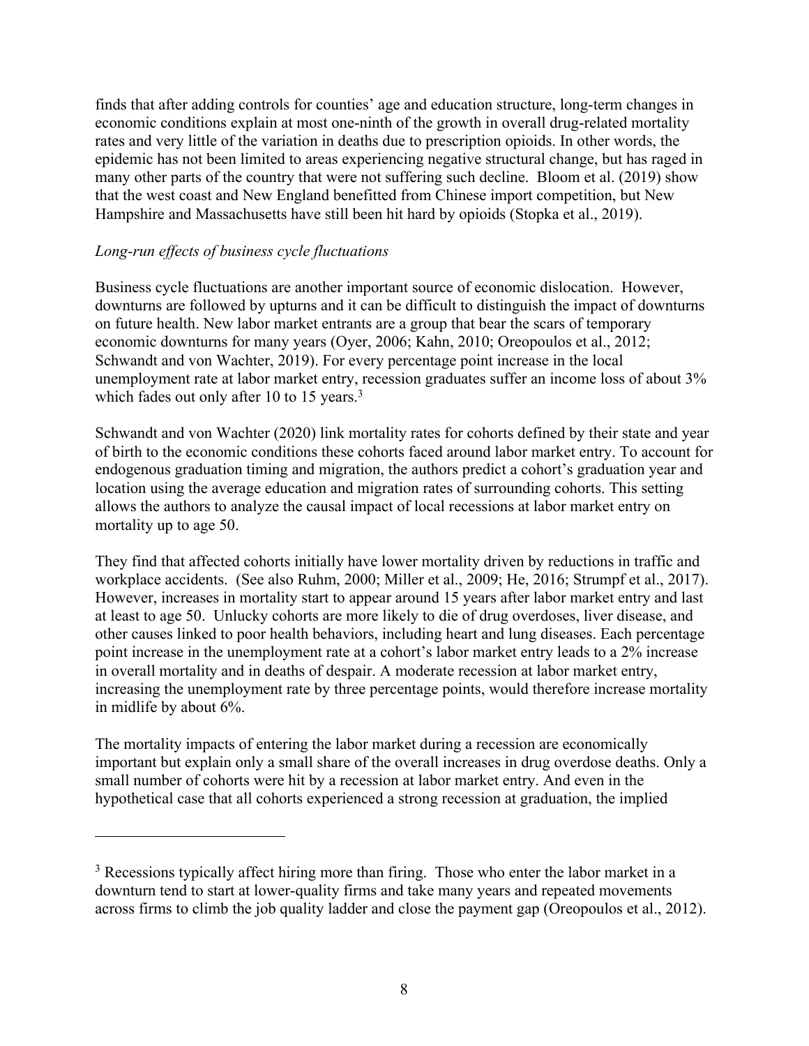finds that after adding controls for counties' age and education structure, long-term changes in economic conditions explain at most one-ninth of the growth in overall drug-related mortality rates and very little of the variation in deaths due to prescription opioids. In other words, the epidemic has not been limited to areas experiencing negative structural change, but has raged in many other parts of the country that were not suffering such decline. Bloom et al. (2019) show that the west coast and New England benefitted from Chinese import competition, but New Hampshire and Massachusetts have still been hit hard by opioids (Stopka et al., 2019).

*Long-run effects of business cycle fluctuations*

Business cycle fluctuations are another important source of economic dislocation. However, downturns are followed by upturns and it can be difficult to distinguish the impact of downturns on future health. New labor market entrants are a group that bear the scars of temporary economic downturns for many years (Oyer, 2006; Kahn, 2010; Oreopoulos et al., 2012; Schwandt and von Wachter, 2019). For every percentage point increase in the local unemployment rate at labor market entry, recession graduates suffer an income loss of about 3% which fades out only after 10 to 15 years.[3]

Schwandt and von Wachter (2020) link mortality rates for cohorts defined by their state and year of birth to the economic conditions these cohorts faced around labor market entry. To account for endogenous graduation timing and migration, the authors predict a cohort's graduation year and location using the average education and migration rates of surrounding cohorts. This setting allows the authors to analyze the causal impact of local recessions at labor market entry on mortality up to age 50.

They find that affected cohorts initially have lower mortality driven by reductions in traffic and workplace accidents. (See also Ruhm, 2000; Miller et al., 2009; He, 2016; Strumpf et al., 2017). However, increases in mortality start to appear around 15 years after labor market entry and last at least to age 50. Unlucky cohorts are more likely to die of drug overdoses, liver disease, and other causes linked to poor health behaviors, including heart and lung diseases. Each percentage point increase in the unemployment rate at a cohort's labor market entry leads to a 2% increase in overall mortality and in deaths of despair. A moderate recession at labor market entry, increasing the unemployment rate by three percentage points, would therefore increase mortality in midlife by about 6%.

The mortality impacts of entering the labor market during a recession are economically important but explain only a small share of the overall increases in drug overdose deaths. Only a small number of cohorts were hit by a recession at labor market entry. And even in the hypothetical case that all cohorts experienced a strong recession at graduation, the implied

[3] Recessions typically affect hiring more than firing. Those who enter the labor market in a downturn tend to start at lower-quality firms and take many years and repeated movements across firms to climb the job quality ladder and close the payment gap (Oreopoulos et al., 2012).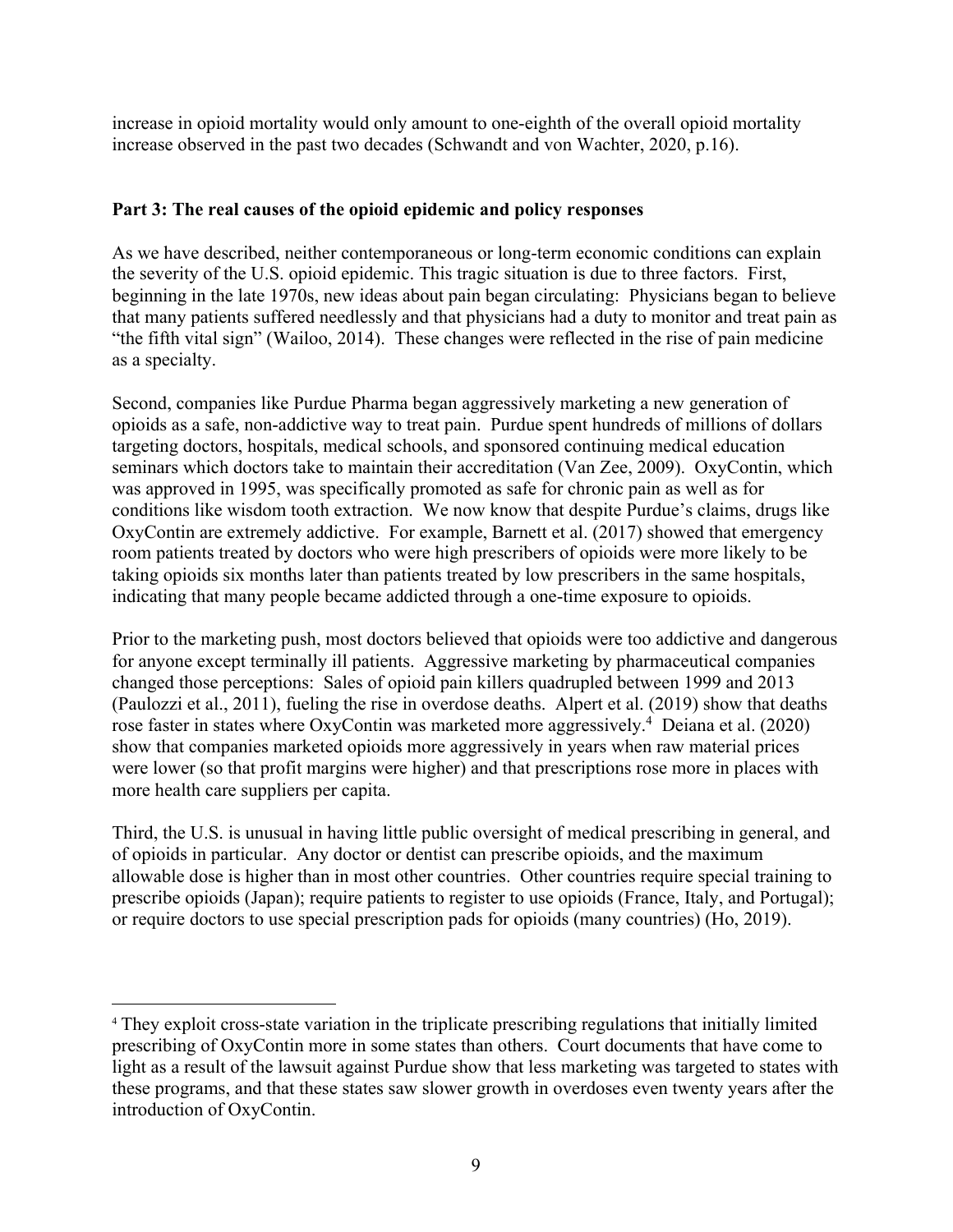increase in opioid mortality would only amount to one-eighth of the overall opioid mortality increase observed in the past two decades (Schwandt and von Wachter, 2020, p.16).

**Part 3: The real causes of the opioid epidemic and policy responses**

As we have described, neither contemporaneous or long-term economic conditions can explain the severity of the U.S. opioid epidemic. This tragic situation is due to three factors. First, beginning in the late 1970s, new ideas about pain began circulating: Physicians began to believe that many patients suffered needlessly and that physicians had a duty to monitor and treat pain as "the fifth vital sign" (Wailoo, 2014). These changes were reflected in the rise of pain medicine as a specialty.

Second, companies like Purdue Pharma began aggressively marketing a new generation of opioids as a safe, non-addictive way to treat pain. Purdue spent hundreds of millions of dollars targeting doctors, hospitals, medical schools, and sponsored continuing medical education seminars which doctors take to maintain their accreditation (Van Zee, 2009). OxyContin, which was approved in 1995, was specifically promoted as safe for chronic pain as well as for conditions like wisdom tooth extraction. We now know that despite Purdue's claims, drugs like OxyContin are extremely addictive. For example, Barnett et al. (2017) showed that emergency room patients treated by doctors who were high prescribers of opioids were more likely to be taking opioids six months later than patients treated by low prescribers in the same hospitals, indicating that many people became addicted through a one-time exposure to opioids.

Prior to the marketing push, most doctors believed that opioids were too addictive and dangerous for anyone except terminally ill patients. Aggressive marketing by pharmaceutical companies changed those perceptions: Sales of opioid pain killers quadrupled between 1999 and 2013 (Paulozzi et al., 2011), fueling the rise in overdose deaths. Alpert et al. (2019) show that deaths rose faster in states where OxyContin was marketed more aggressively.[4] Deiana et al. (2020) show that companies marketed opioids more aggressively in years when raw material prices were lower (so that profit margins were higher) and that prescriptions rose more in places with more health care suppliers per capita.

Third, the U.S. is unusual in having little public oversight of medical prescribing in general, and of opioids in particular. Any doctor or dentist can prescribe opioids, and the maximum allowable dose is higher than in most other countries. Other countries require special training to prescribe opioids (Japan); require patients to register to use opioids (France, Italy, and Portugal); or require doctors to use special prescription pads for opioids (many countries) (Ho, 2019).

[4] They exploit cross-state variation in the triplicate prescribing regulations that initially limited prescribing of OxyContin more in some states than others. Court documents that have come to light as a result of the lawsuit against Purdue show that less marketing was targeted to states with these programs, and that these states saw slower growth in overdoses even twenty years after the introduction of OxyContin.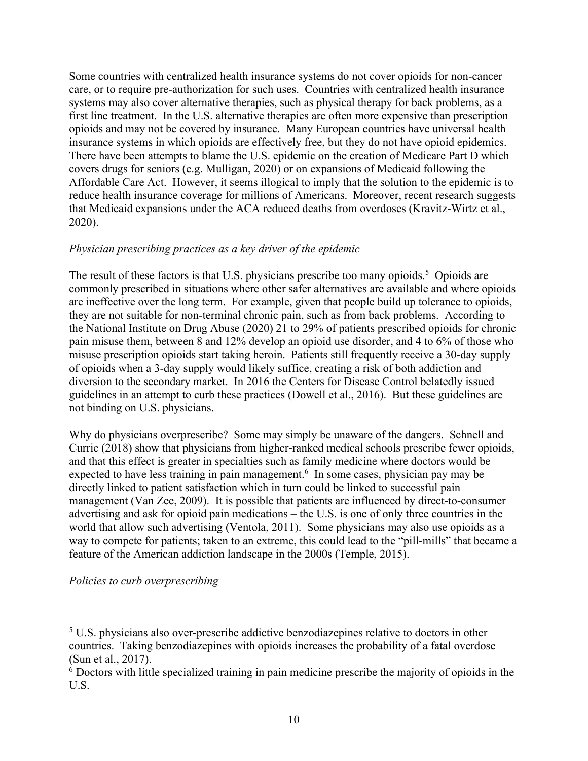Some countries with centralized health insurance systems do not cover opioids for non-cancer care, or to require pre-authorization for such uses. Countries with centralized health insurance systems may also cover alternative therapies, such as physical therapy for back problems, as a first line treatment. In the U.S. alternative therapies are often more expensive than prescription opioids and may not be covered by insurance. Many European countries have universal health insurance systems in which opioids are effectively free, but they do not have opioid epidemics. There have been attempts to blame the U.S. epidemic on the creation of Medicare Part D which covers drugs for seniors (e.g. Mulligan, 2020) or on expansions of Medicaid following the Affordable Care Act. However, it seems illogical to imply that the solution to the epidemic is to reduce health insurance coverage for millions of Americans. Moreover, recent research suggests that Medicaid expansions under the ACA reduced deaths from overdoses (Kravitz-Wirtz et al., 2020).

*Physician prescribing practices as a key driver of the epidemic*

The result of these factors is that U.S. physicians prescribe too many opioids.[5] Opioids are commonly prescribed in situations where other safer alternatives are available and where opioids are ineffective over the long term. For example, given that people build up tolerance to opioids, they are not suitable for non-terminal chronic pain, such as from back problems. According to the National Institute on Drug Abuse (2020) 21 to 29% of patients prescribed opioids for chronic pain misuse them, between 8 and 12% develop an opioid use disorder, and 4 to 6% of those who misuse prescription opioids start taking heroin. Patients still frequently receive a 30-day supply of opioids when a 3-day supply would likely suffice, creating a risk of both addiction and diversion to the secondary market. In 2016 the Centers for Disease Control belatedly issued guidelines in an attempt to curb these practices (Dowell et al., 2016). But these guidelines are not binding on U.S. physicians.

Why do physicians overprescribe? Some may simply be unaware of the dangers. Schnell and Currie (2018) show that physicians from higher-ranked medical schools prescribe fewer opioids, and that this effect is greater in specialties such as family medicine where doctors would be expected to have less training in pain management.[6] In some cases, physician pay may be directly linked to patient satisfaction which in turn could be linked to successful pain management (Van Zee, 2009). It is possible that patients are influenced by direct-to-consumer advertising and ask for opioid pain medications – the U.S. is one of only three countries in the world that allow such advertising (Ventola, 2011). Some physicians may also use opioids as a way to compete for patients; taken to an extreme, this could lead to the "pill-mills" that became a feature of the American addiction landscape in the 2000s (Temple, 2015).

*Policies to curb overprescribing*

---

[5] U.S. physicians also over-prescribe addictive benzodiazepines relative to doctors in other countries. Taking benzodiazepines with opioids increases the probability of a fatal overdose (Sun et al., 2017).

[6] Doctors with little specialized training in pain medicine prescribe the majority of opioids in the U.S.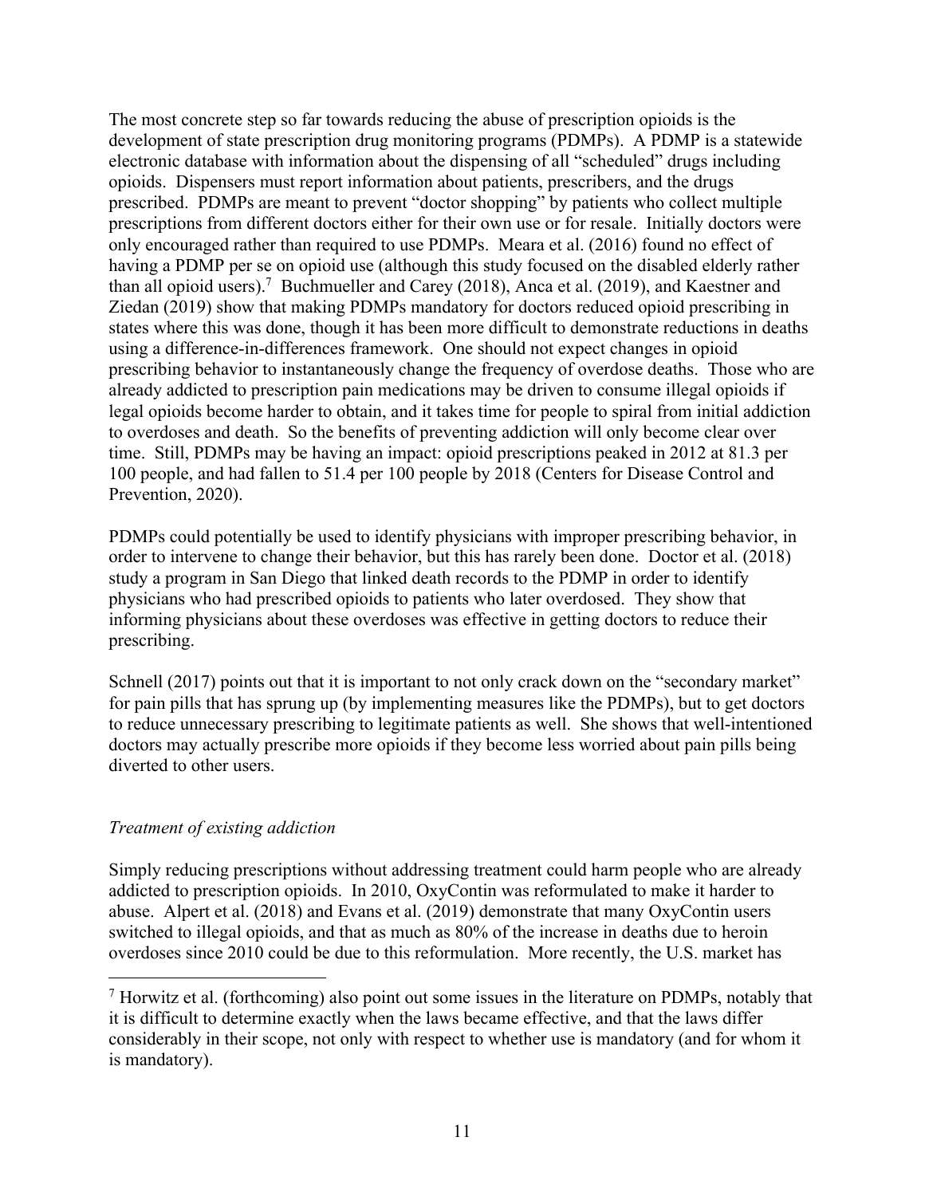The most concrete step so far towards reducing the abuse of prescription opioids is the development of state prescription drug monitoring programs (PDMPs). A PDMP is a statewide electronic database with information about the dispensing of all "scheduled" drugs including opioids. Dispensers must report information about patients, prescribers, and the drugs prescribed. PDMPs are meant to prevent "doctor shopping" by patients who collect multiple prescriptions from different doctors either for their own use or for resale. Initially doctors were only encouraged rather than required to use PDMPs. Meara et al. (2016) found no effect of having a PDMP per se on opioid use (although this study focused on the disabled elderly rather than all opioid users).[7] Buchmueller and Carey (2018), Anca et al. (2019), and Kaestner and Ziedan (2019) show that making PDMPs mandatory for doctors reduced opioid prescribing in states where this was done, though it has been more difficult to demonstrate reductions in deaths using a difference-in-differences framework. One should not expect changes in opioid prescribing behavior to instantaneously change the frequency of overdose deaths. Those who are already addicted to prescription pain medications may be driven to consume illegal opioids if legal opioids become harder to obtain, and it takes time for people to spiral from initial addiction to overdoses and death. So the benefits of preventing addiction will only become clear over time. Still, PDMPs may be having an impact: opioid prescriptions peaked in 2012 at 81.3 per 100 people, and had fallen to 51.4 per 100 people by 2018 (Centers for Disease Control and Prevention, 2020).

PDMPs could potentially be used to identify physicians with improper prescribing behavior, in order to intervene to change their behavior, but this has rarely been done. Doctor et al. (2018) study a program in San Diego that linked death records to the PDMP in order to identify physicians who had prescribed opioids to patients who later overdosed. They show that informing physicians about these overdoses was effective in getting doctors to reduce their prescribing.

Schnell (2017) points out that it is important to not only crack down on the "secondary market" for pain pills that has sprung up (by implementing measures like the PDMPs), but to get doctors to reduce unnecessary prescribing to legitimate patients as well. She shows that well-intentioned doctors may actually prescribe more opioids if they become less worried about pain pills being diverted to other users.

*Treatment of existing addiction*

Simply reducing prescriptions without addressing treatment could harm people who are already addicted to prescription opioids. In 2010, OxyContin was reformulated to make it harder to abuse. Alpert et al. (2018) and Evans et al. (2019) demonstrate that many OxyContin users switched to illegal opioids, and that as much as 80% of the increase in deaths due to heroin overdoses since 2010 could be due to this reformulation. More recently, the U.S. market has

[7] Horwitz et al. (forthcoming) also point out some issues in the literature on PDMPs, notably that it is difficult to determine exactly when the laws became effective, and that the laws differ considerably in their scope, not only with respect to whether use is mandatory (and for whom it is mandatory).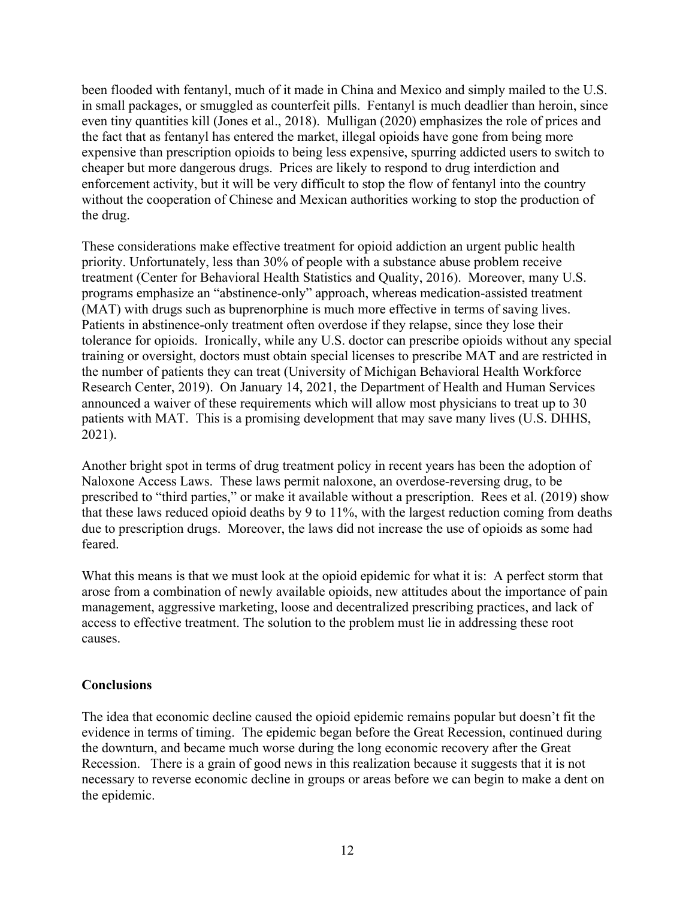been flooded with fentanyl, much of it made in China and Mexico and simply mailed to the U.S. in small packages, or smuggled as counterfeit pills. Fentanyl is much deadlier than heroin, since even tiny quantities kill (Jones et al., 2018). Mulligan (2020) emphasizes the role of prices and the fact that as fentanyl has entered the market, illegal opioids have gone from being more expensive than prescription opioids to being less expensive, spurring addicted users to switch to cheaper but more dangerous drugs. Prices are likely to respond to drug interdiction and enforcement activity, but it will be very difficult to stop the flow of fentanyl into the country without the cooperation of Chinese and Mexican authorities working to stop the production of the drug.

These considerations make effective treatment for opioid addiction an urgent public health priority. Unfortunately, less than 30% of people with a substance abuse problem receive treatment (Center for Behavioral Health Statistics and Quality, 2016). Moreover, many U.S. programs emphasize an "abstinence-only" approach, whereas medication-assisted treatment (MAT) with drugs such as buprenorphine is much more effective in terms of saving lives. Patients in abstinence-only treatment often overdose if they relapse, since they lose their tolerance for opioids. Ironically, while any U.S. doctor can prescribe opioids without any special training or oversight, doctors must obtain special licenses to prescribe MAT and are restricted in the number of patients they can treat (University of Michigan Behavioral Health Workforce Research Center, 2019). On January 14, 2021, the Department of Health and Human Services announced a waiver of these requirements which will allow most physicians to treat up to 30 patients with MAT. This is a promising development that may save many lives (U.S. DHHS, 2021).

Another bright spot in terms of drug treatment policy in recent years has been the adoption of Naloxone Access Laws. These laws permit naloxone, an overdose-reversing drug, to be prescribed to "third parties," or make it available without a prescription. Rees et al. (2019) show that these laws reduced opioid deaths by 9 to 11%, with the largest reduction coming from deaths due to prescription drugs. Moreover, the laws did not increase the use of opioids as some had feared.

What this means is that we must look at the opioid epidemic for what it is: A perfect storm that arose from a combination of newly available opioids, new attitudes about the importance of pain management, aggressive marketing, loose and decentralized prescribing practices, and lack of access to effective treatment. The solution to the problem must lie in addressing these root causes.

## Conclusions

The idea that economic decline caused the opioid epidemic remains popular but doesn't fit the evidence in terms of timing. The epidemic began before the Great Recession, continued during the downturn, and became much worse during the long economic recovery after the Great Recession. There is a grain of good news in this realization because it suggests that it is not necessary to reverse economic decline in groups or areas before we can begin to make a dent on the epidemic.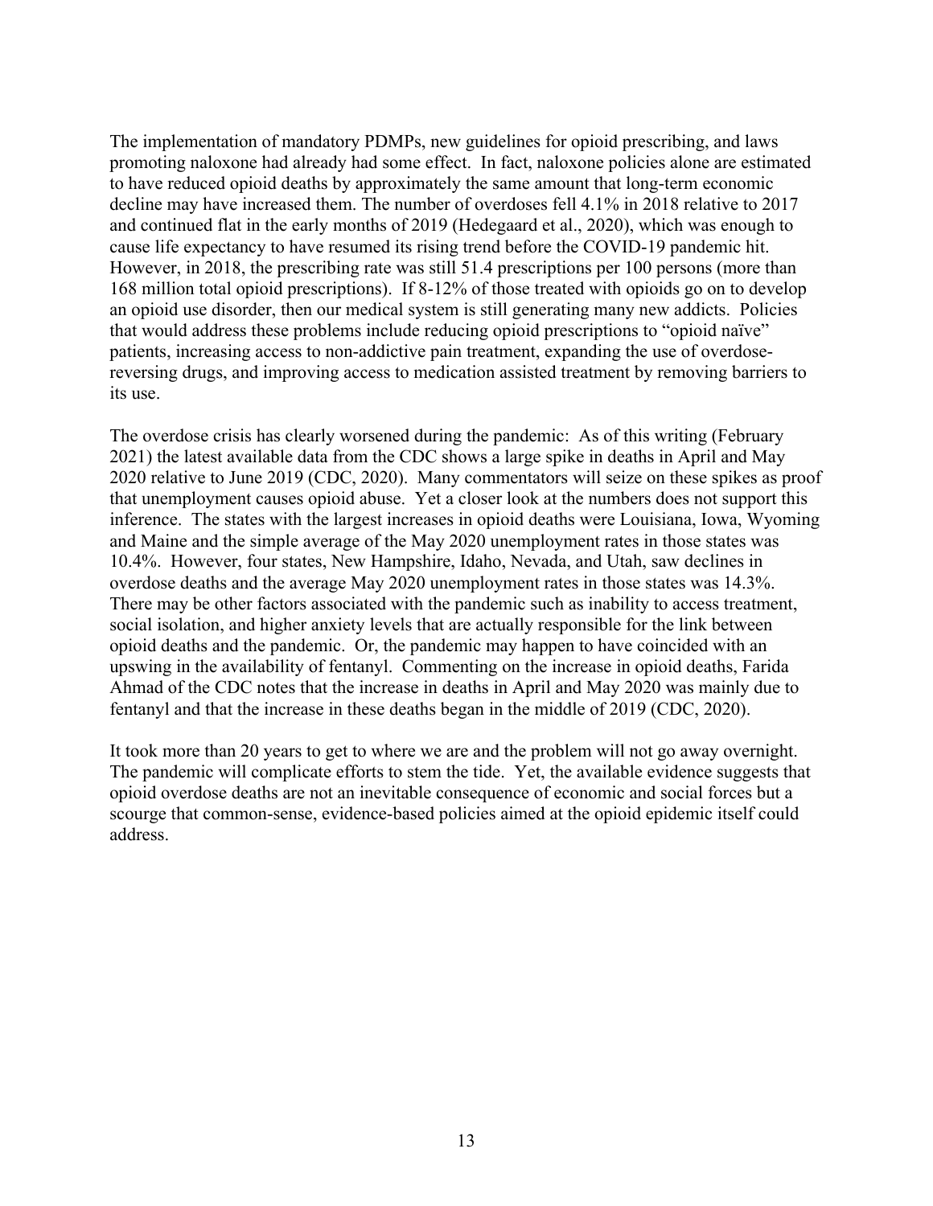The implementation of mandatory PDMPs, new guidelines for opioid prescribing, and laws promoting naloxone had already had some effect. In fact, naloxone policies alone are estimated to have reduced opioid deaths by approximately the same amount that long-term economic decline may have increased them. The number of overdoses fell 4.1% in 2018 relative to 2017 and continued flat in the early months of 2019 (Hedegaard et al., 2020), which was enough to cause life expectancy to have resumed its rising trend before the COVID-19 pandemic hit. However, in 2018, the prescribing rate was still 51.4 prescriptions per 100 persons (more than 168 million total opioid prescriptions). If 8-12% of those treated with opioids go on to develop an opioid use disorder, then our medical system is still generating many new addicts. Policies that would address these problems include reducing opioid prescriptions to "opioid naïve" patients, increasing access to non-addictive pain treatment, expanding the use of overdose-reversing drugs, and improving access to medication assisted treatment by removing barriers to its use.

The overdose crisis has clearly worsened during the pandemic: As of this writing (February 2021) the latest available data from the CDC shows a large spike in deaths in April and May 2020 relative to June 2019 (CDC, 2020). Many commentators will seize on these spikes as proof that unemployment causes opioid abuse. Yet a closer look at the numbers does not support this inference. The states with the largest increases in opioid deaths were Louisiana, Iowa, Wyoming and Maine and the simple average of the May 2020 unemployment rates in those states was 10.4%. However, four states, New Hampshire, Idaho, Nevada, and Utah, saw declines in overdose deaths and the average May 2020 unemployment rates in those states was 14.3%. There may be other factors associated with the pandemic such as inability to access treatment, social isolation, and higher anxiety levels that are actually responsible for the link between opioid deaths and the pandemic. Or, the pandemic may happen to have coincided with an upswing in the availability of fentanyl. Commenting on the increase in opioid deaths, Farida Ahmad of the CDC notes that the increase in deaths in April and May 2020 was mainly due to fentanyl and that the increase in these deaths began in the middle of 2019 (CDC, 2020).

It took more than 20 years to get to where we are and the problem will not go away overnight. The pandemic will complicate efforts to stem the tide. Yet, the available evidence suggests that opioid overdose deaths are not an inevitable consequence of economic and social forces but a scourge that common-sense, evidence-based policies aimed at the opioid epidemic itself could address.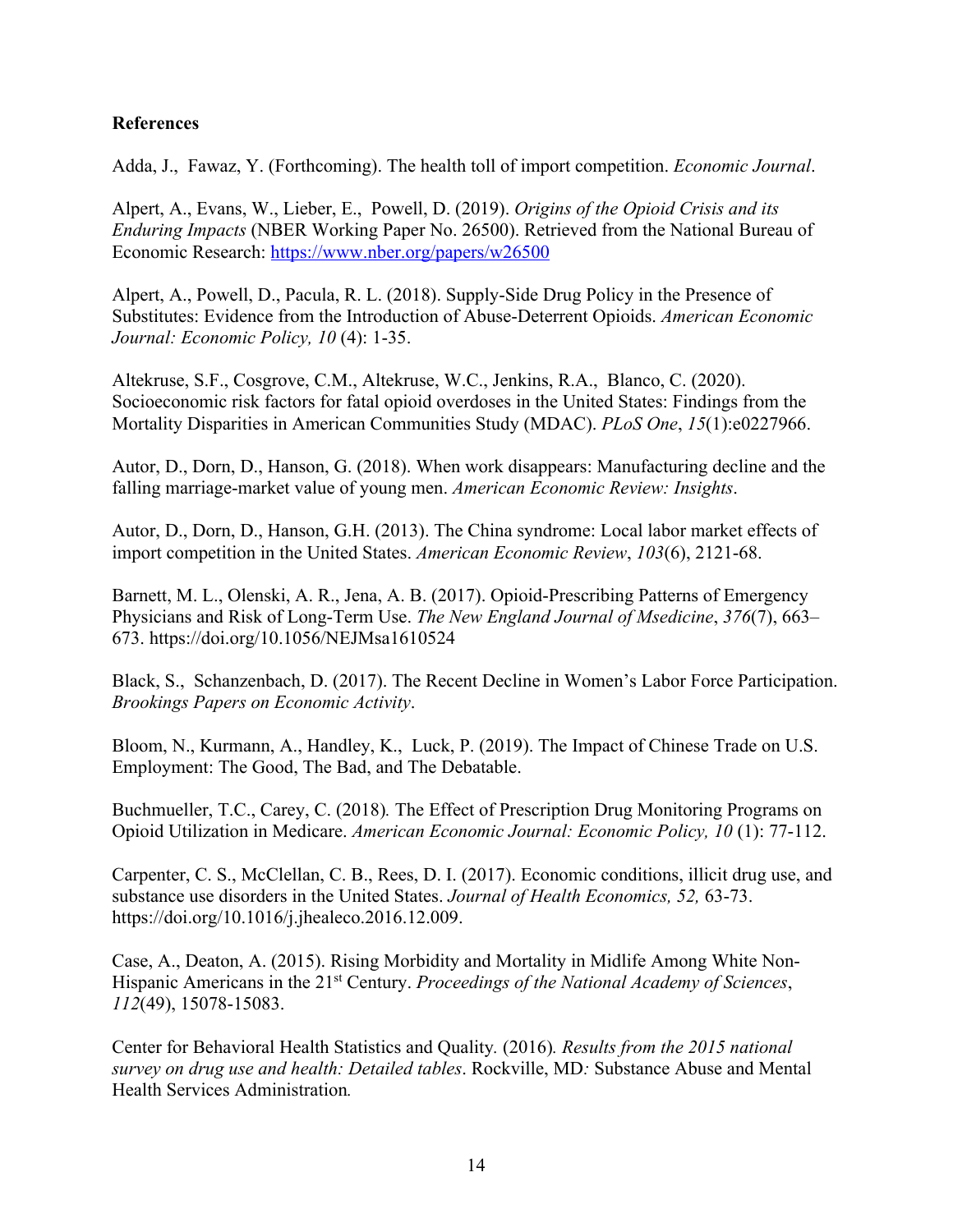**References**

Adda, J., Fawaz, Y. (Forthcoming). The health toll of import competition. *Economic Journal*.

Alpert, A., Evans, W., Lieber, E., Powell, D. (2019). *Origins of the Opioid Crisis and its Enduring Impacts* (NBER Working Paper No. 26500). Retrieved from the National Bureau of Economic Research: https://www.nber.org/papers/w26500

Alpert, A., Powell, D., Pacula, R. L. (2018). Supply-Side Drug Policy in the Presence of Substitutes: Evidence from the Introduction of Abuse-Deterrent Opioids. *American Economic Journal: Economic Policy, 10* (4): 1-35.

Altekruse, S.F., Cosgrove, C.M., Altekruse, W.C., Jenkins, R.A., Blanco, C. (2020). Socioeconomic risk factors for fatal opioid overdoses in the United States: Findings from the Mortality Disparities in American Communities Study (MDAC). *PLoS One*, *15*(1):e0227966.

Autor, D., Dorn, D., Hanson, G. (2018). When work disappears: Manufacturing decline and the falling marriage-market value of young men. *American Economic Review: Insights*.

Autor, D., Dorn, D., Hanson, G.H. (2013). The China syndrome: Local labor market effects of import competition in the United States. *American Economic Review*, *103*(6), 2121-68.

Barnett, M. L., Olenski, A. R., Jena, A. B. (2017). Opioid-Prescribing Patterns of Emergency Physicians and Risk of Long-Term Use. *The New England Journal of Msedicine*, *376*(7), 663–673. https://doi.org/10.1056/NEJMsa1610524

Black, S., Schanzenbach, D. (2017). The Recent Decline in Women's Labor Force Participation. *Brookings Papers on Economic Activity*.

Bloom, N., Kurmann, A., Handley, K., Luck, P. (2019). The Impact of Chinese Trade on U.S. Employment: The Good, The Bad, and The Debatable.

Buchmueller, T.C., Carey, C. (2018). The Effect of Prescription Drug Monitoring Programs on Opioid Utilization in Medicare. *American Economic Journal: Economic Policy, 10* (1): 77-112.

Carpenter, C. S., McClellan, C. B., Rees, D. I. (2017). Economic conditions, illicit drug use, and substance use disorders in the United States. *Journal of Health Economics, 52,* 63-73. https://doi.org/10.1016/j.jhealeco.2016.12.009.

Case, A., Deaton, A. (2015). Rising Morbidity and Mortality in Midlife Among White Non-Hispanic Americans in the 21st Century. *Proceedings of the National Academy of Sciences*, *112*(49), 15078-15083.

Center for Behavioral Health Statistics and Quality. (2016). *Results from the 2015 national survey on drug use and health: Detailed tables*. Rockville, MD: Substance Abuse and Mental Health Services Administration.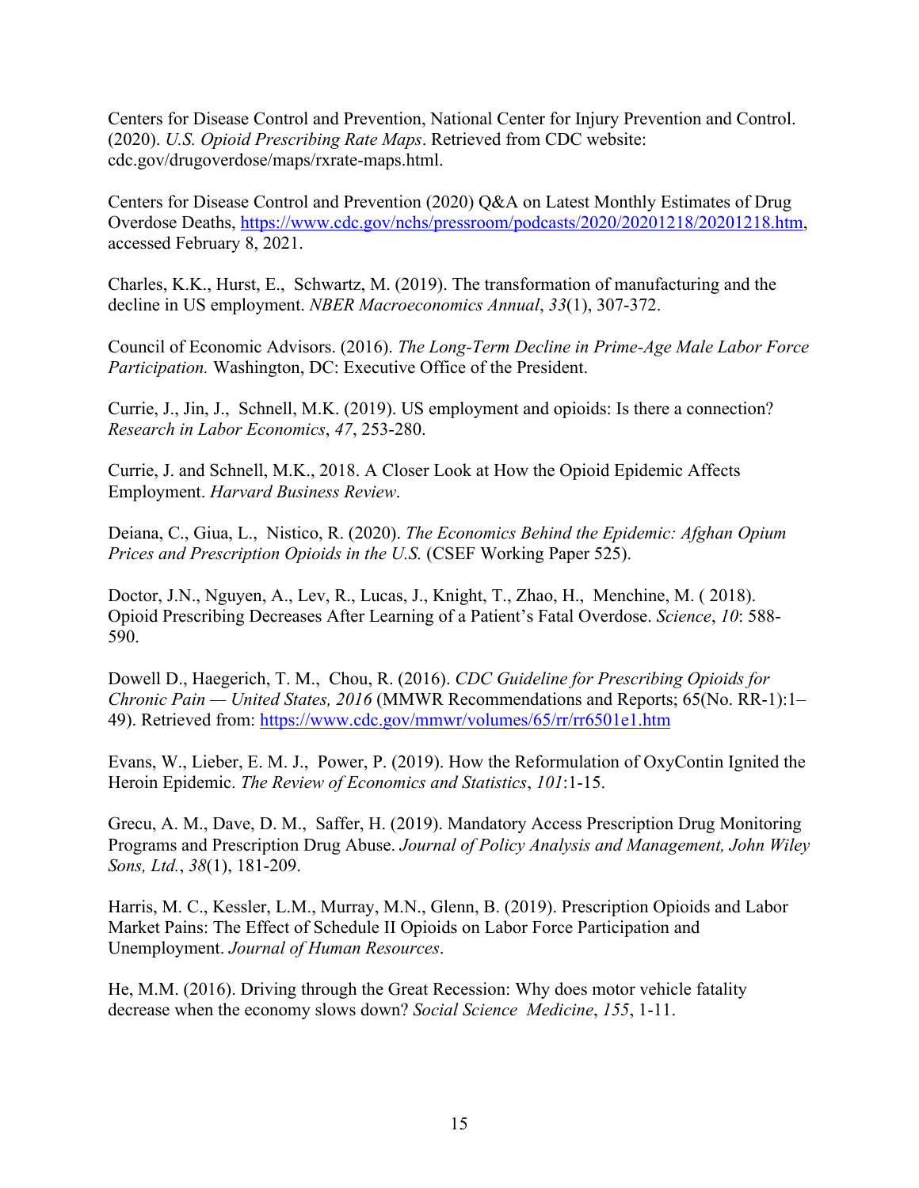Centers for Disease Control and Prevention, National Center for Injury Prevention and Control. (2020). *U.S. Opioid Prescribing Rate Maps*. Retrieved from CDC website: cdc.gov/drugoverdose/maps/rxrate-maps.html.

Centers for Disease Control and Prevention (2020) Q&A on Latest Monthly Estimates of Drug Overdose Deaths, https://www.cdc.gov/nchs/pressroom/podcasts/2020/20201218/20201218.htm, accessed February 8, 2021.

Charles, K.K., Hurst, E., Schwartz, M. (2019). The transformation of manufacturing and the decline in US employment. *NBER Macroeconomics Annual*, *33*(1), 307-372.

Council of Economic Advisors. (2016). *The Long-Term Decline in Prime-Age Male Labor Force Participation.* Washington, DC: Executive Office of the President.

Currie, J., Jin, J., Schnell, M.K. (2019). US employment and opioids: Is there a connection? *Research in Labor Economics*, *47*, 253-280.

Currie, J. and Schnell, M.K., 2018. A Closer Look at How the Opioid Epidemic Affects Employment. *Harvard Business Review*.

Deiana, C., Giua, L., Nistico, R. (2020). *The Economics Behind the Epidemic: Afghan Opium Prices and Prescription Opioids in the U.S.* (CSEF Working Paper 525).

Doctor, J.N., Nguyen, A., Lev, R., Lucas, J., Knight, T., Zhao, H., Menchine, M. ( 2018). Opioid Prescribing Decreases After Learning of a Patient's Fatal Overdose. *Science*, *10*: 588-590.

Dowell D., Haegerich, T. M., Chou, R. (2016). *CDC Guideline for Prescribing Opioids for Chronic Pain — United States, 2016* (MMWR Recommendations and Reports; 65(No. RR-1):1–49). Retrieved from: https://www.cdc.gov/mmwr/volumes/65/rr/rr6501e1.htm

Evans, W., Lieber, E. M. J., Power, P. (2019). How the Reformulation of OxyContin Ignited the Heroin Epidemic. *The Review of Economics and Statistics*, *101*:1-15.

Grecu, A. M., Dave, D. M., Saffer, H. (2019). Mandatory Access Prescription Drug Monitoring Programs and Prescription Drug Abuse. *Journal of Policy Analysis and Management, John Wiley Sons, Ltd.*, *38*(1), 181-209.

Harris, M. C., Kessler, L.M., Murray, M.N., Glenn, B. (2019). Prescription Opioids and Labor Market Pains: The Effect of Schedule II Opioids on Labor Force Participation and Unemployment. *Journal of Human Resources*.

He, M.M. (2016). Driving through the Great Recession: Why does motor vehicle fatality decrease when the economy slows down? *Social Science Medicine*, *155*, 1-11.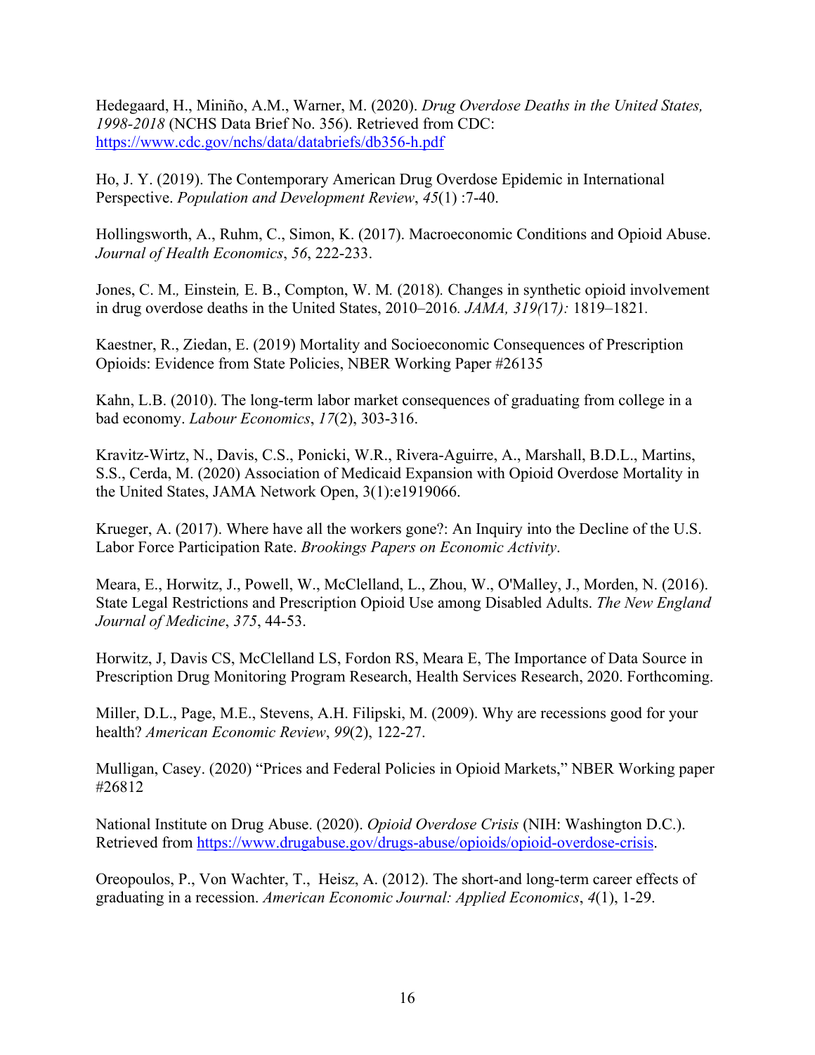Hedegaard, H., Miniño, A.M., Warner, M. (2020). *Drug Overdose Deaths in the United States, 1998-2018* (NCHS Data Brief No. 356). Retrieved from CDC: https://www.cdc.gov/nchs/data/databriefs/db356-h.pdf

Ho, J. Y. (2019). The Contemporary American Drug Overdose Epidemic in International Perspective. *Population and Development Review*, *45*(1) :7-40.

Hollingsworth, A., Ruhm, C., Simon, K. (2017). Macroeconomic Conditions and Opioid Abuse. *Journal of Health Economics*, *56*, 222-233.

Jones, C. M.*,* Einstein*,* E. B., Compton, W. M*.* (2018)*.* Changes in synthetic opioid involvement in drug overdose deaths in the United States, 2010–2016*. JAMA, 319(*17*):* 1819–1821*.*

Kaestner, R., Ziedan, E. (2019) Mortality and Socioeconomic Consequences of Prescription Opioids: Evidence from State Policies, NBER Working Paper #26135

Kahn, L.B. (2010). The long-term labor market consequences of graduating from college in a bad economy. *Labour Economics*, *17*(2), 303-316.

Kravitz-Wirtz, N., Davis, C.S., Ponicki, W.R., Rivera-Aguirre, A., Marshall, B.D.L., Martins, S.S., Cerda, M. (2020) Association of Medicaid Expansion with Opioid Overdose Mortality in the United States, JAMA Network Open, 3(1):e1919066.

Krueger, A. (2017). Where have all the workers gone?: An Inquiry into the Decline of the U.S. Labor Force Participation Rate. *Brookings Papers on Economic Activity*.

Meara, E., Horwitz, J., Powell, W., McClelland, L., Zhou, W., O'Malley, J., Morden, N. (2016). State Legal Restrictions and Prescription Opioid Use among Disabled Adults. *The New England Journal of Medicine*, *375*, 44-53.

Horwitz, J, Davis CS, McClelland LS, Fordon RS, Meara E, The Importance of Data Source in Prescription Drug Monitoring Program Research, Health Services Research, 2020. Forthcoming.

Miller, D.L., Page, M.E., Stevens, A.H. Filipski, M. (2009). Why are recessions good for your health? *American Economic Review*, *99*(2), 122-27.

Mulligan, Casey. (2020) "Prices and Federal Policies in Opioid Markets," NBER Working paper #26812

National Institute on Drug Abuse. (2020). *Opioid Overdose Crisis* (NIH: Washington D.C.). Retrieved from https://www.drugabuse.gov/drugs-abuse/opioids/opioid-overdose-crisis.

Oreopoulos, P., Von Wachter, T., Heisz, A. (2012). The short-and long-term career effects of graduating in a recession. *American Economic Journal: Applied Economics*, *4*(1), 1-29.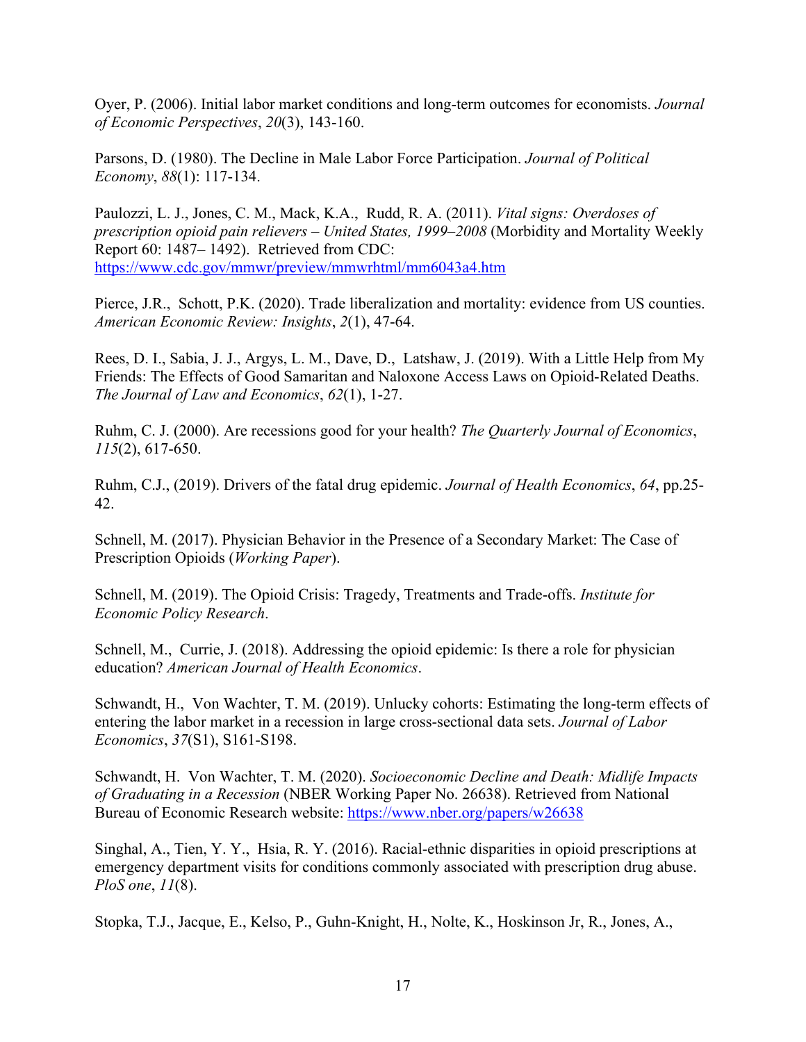Oyer, P. (2006). Initial labor market conditions and long-term outcomes for economists. *Journal of Economic Perspectives*, *20*(3), 143-160.

Parsons, D. (1980). The Decline in Male Labor Force Participation. *Journal of Political Economy*, *88*(1): 117-134.

Paulozzi, L. J., Jones, C. M., Mack, K.A., Rudd, R. A. (2011). *Vital signs: Overdoses of prescription opioid pain relievers – United States, 1999–2008* (Morbidity and Mortality Weekly Report 60: 1487– 1492). Retrieved from CDC: https://www.cdc.gov/mmwr/preview/mmwrhtml/mm6043a4.htm

Pierce, J.R., Schott, P.K. (2020). Trade liberalization and mortality: evidence from US counties. *American Economic Review: Insights*, *2*(1), 47-64.

Rees, D. I., Sabia, J. J., Argys, L. M., Dave, D., Latshaw, J. (2019). With a Little Help from My Friends: The Effects of Good Samaritan and Naloxone Access Laws on Opioid-Related Deaths. *The Journal of Law and Economics*, *62*(1), 1-27.

Ruhm, C. J. (2000). Are recessions good for your health? *The Quarterly Journal of Economics*, *115*(2), 617-650.

Ruhm, C.J., (2019). Drivers of the fatal drug epidemic. *Journal of Health Economics*, *64*, pp.25-42.

Schnell, M. (2017). Physician Behavior in the Presence of a Secondary Market: The Case of Prescription Opioids (*Working Paper*).

Schnell, M. (2019). The Opioid Crisis: Tragedy, Treatments and Trade-offs. *Institute for Economic Policy Research*.

Schnell, M., Currie, J. (2018). Addressing the opioid epidemic: Is there a role for physician education? *American Journal of Health Economics*.

Schwandt, H., Von Wachter, T. M. (2019). Unlucky cohorts: Estimating the long-term effects of entering the labor market in a recession in large cross-sectional data sets. *Journal of Labor Economics*, *37*(S1), S161-S198.

Schwandt, H. Von Wachter, T. M. (2020). *Socioeconomic Decline and Death: Midlife Impacts of Graduating in a Recession* (NBER Working Paper No. 26638). Retrieved from National Bureau of Economic Research website: https://www.nber.org/papers/w26638

Singhal, A., Tien, Y. Y., Hsia, R. Y. (2016). Racial-ethnic disparities in opioid prescriptions at emergency department visits for conditions commonly associated with prescription drug abuse. *PloS one*, *11*(8).

Stopka, T.J., Jacque, E., Kelso, P., Guhn-Knight, H., Nolte, K., Hoskinson Jr, R., Jones, A.,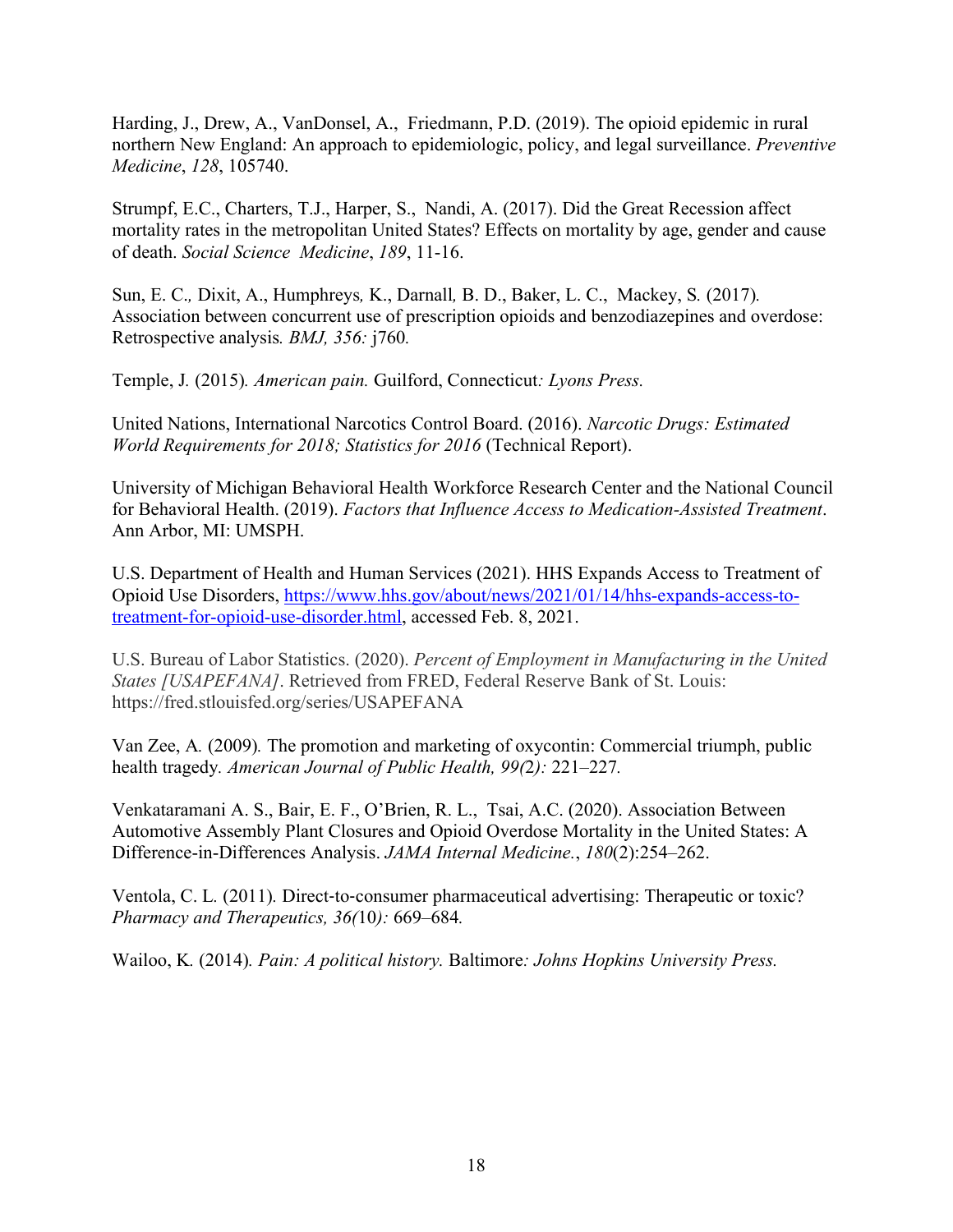Harding, J., Drew, A., VanDonsel, A., Friedmann, P.D. (2019). The opioid epidemic in rural northern New England: An approach to epidemiologic, policy, and legal surveillance. *Preventive Medicine*, *128*, 105740.

Strumpf, E.C., Charters, T.J., Harper, S., Nandi, A. (2017). Did the Great Recession affect mortality rates in the metropolitan United States? Effects on mortality by age, gender and cause of death. *Social Science Medicine*, *189*, 11-16.

Sun, E. C., Dixit, A., Humphreys, K., Darnall, B. D., Baker, L. C., Mackey, S. (2017). Association between concurrent use of prescription opioids and benzodiazepines and overdose: Retrospective analysis. *BMJ, 356:* j760.

Temple, J. (2015). *American pain.* Guilford, Connecticut*: Lyons Press.*

United Nations, International Narcotics Control Board. (2016). *Narcotic Drugs: Estimated World Requirements for 2018; Statistics for 2016* (Technical Report).

University of Michigan Behavioral Health Workforce Research Center and the National Council for Behavioral Health. (2019). *Factors that Influence Access to Medication-Assisted Treatment*. Ann Arbor, MI: UMSPH.

U.S. Department of Health and Human Services (2021). HHS Expands Access to Treatment of Opioid Use Disorders, [https://www.hhs.gov/about/news/2021/01/14/hhs-expands-access-to-treatment-for-opioid-use-disorder.html](https://www.hhs.gov/about/news/2021/01/14/hhs-expands-access-to-treatment-for-opioid-use-disorder.html), accessed Feb. 8, 2021.

U.S. Bureau of Labor Statistics. (2020). *Percent of Employment in Manufacturing in the United States [USAPEFANA]*. Retrieved from FRED, Federal Reserve Bank of St. Louis: https://fred.stlouisfed.org/series/USAPEFANA

Van Zee, A. (2009). The promotion and marketing of oxycontin: Commercial triumph, public health tragedy. *American Journal of Public Health, 99(*2*):* 221–227.

Venkataramani A. S., Bair, E. F., O'Brien, R. L., Tsai, A.C. (2020). Association Between Automotive Assembly Plant Closures and Opioid Overdose Mortality in the United States: A Difference-in-Differences Analysis. *JAMA Internal Medicine.*, *180*(2):254–262.

Ventola, C. L. (2011). Direct-to-consumer pharmaceutical advertising: Therapeutic or toxic? *Pharmacy and Therapeutics, 36(*10*):* 669–684.

Wailoo, K. (2014). *Pain: A political history.* Baltimore*: Johns Hopkins University Press.*